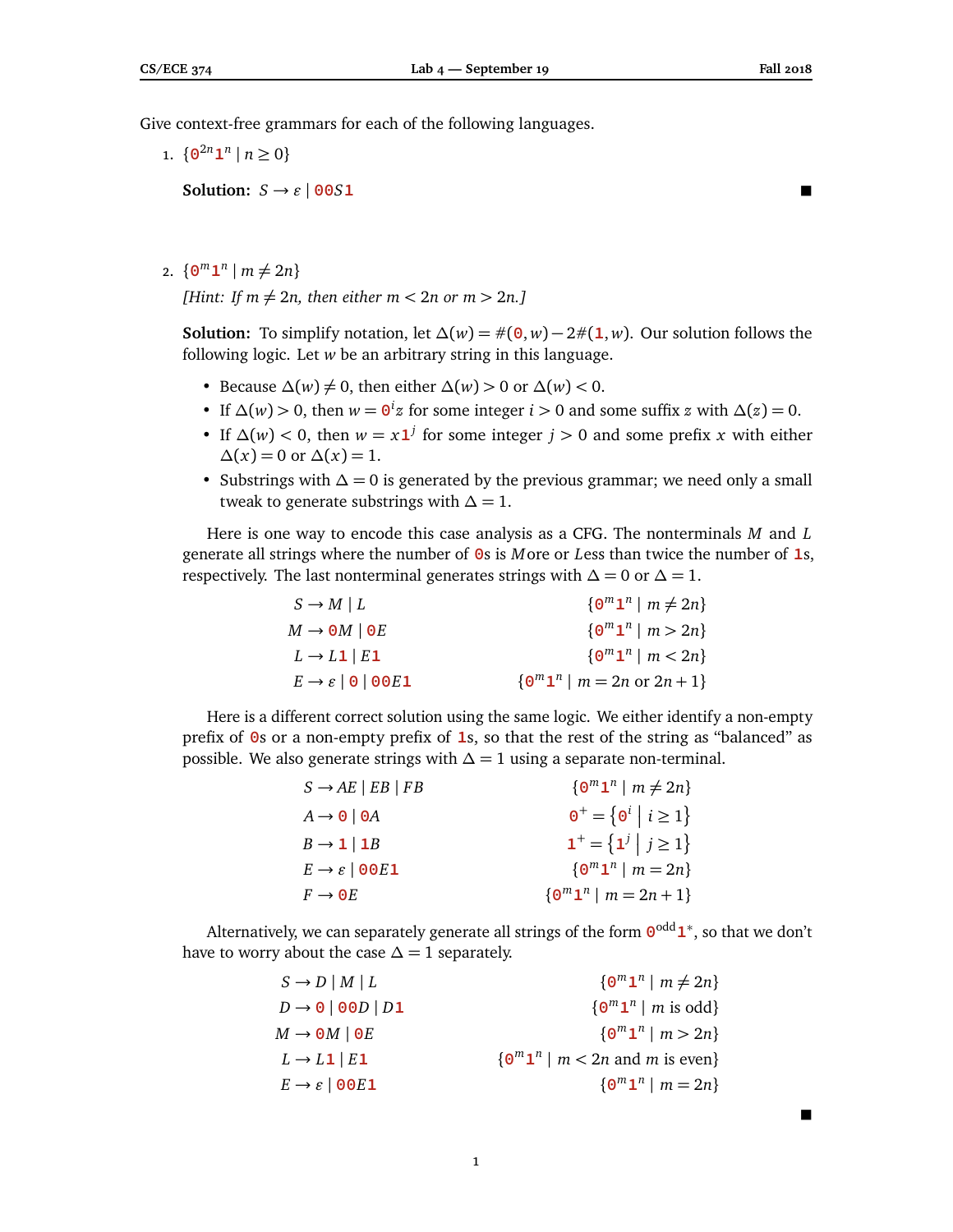Give context-free grammars for each of the following languages.

1. $\{\mathtt{0}^{2n}\mathtt{1}^n \mid n \geq 0\}$

   **Solution:** $S \to \varepsilon \mid \mathtt{00}S\mathtt{1}$ ■

2. $\{\mathtt{0}^m\mathtt{1}^n \mid m \neq 2n\}$

   *[Hint: If $m \neq 2n$, then either $m < 2n$ or $m > 2n$.]*

   **Solution:** To simplify notation, let $\Delta(w) = \#(\mathtt{0}, w) - 2\#(\mathtt{1}, w)$. Our solution follows the following logic. Let $w$ be an arbitrary string in this language.

   - Because $\Delta(w) \neq 0$, then either $\Delta(w) > 0$ or $\Delta(w) < 0$.
   - If $\Delta(w) > 0$, then $w = \mathtt{0}^i z$ for some integer $i > 0$ and some suffix $z$ with $\Delta(z) = 0$.
   - If $\Delta(w) < 0$, then $w = x\mathtt{1}^j$ for some integer $j > 0$ and some prefix $x$ with either $\Delta(x) = 0$ or $\Delta(x) = 1$.
   - Substrings with $\Delta = 0$ is generated by the previous grammar; we need only a small tweak to generate substrings with $\Delta = 1$.

   Here is one way to encode this case analysis as a CFG. The nonterminals $M$ and $L$ generate all strings where the number of $\mathtt{0}$s is *M*ore or *L*ess than twice the number of $\mathtt{1}$s, respectively. The last nonterminal generates strings with $\Delta = 0$ or $\Delta = 1$.

   $$
   \begin{array}{rll}
   S \to M \mid L & & \{\mathtt{0}^m\mathtt{1}^n \mid m \neq 2n\} \\
   M \to \mathtt{0}M \mid \mathtt{0}E & & \{\mathtt{0}^m\mathtt{1}^n \mid m > 2n\} \\
   L \to L\mathtt{1} \mid E\mathtt{1} & & \{\mathtt{0}^m\mathtt{1}^n \mid m < 2n\} \\
   E \to \varepsilon \mid \mathtt{0} \mid \mathtt{00}E\mathtt{1} & & \{\mathtt{0}^m\mathtt{1}^n \mid m = 2n \text{ or } 2n+1\}
   \end{array}
   $$

   Here is a different correct solution using the same logic. We either identify a non-empty prefix of $\mathtt{0}$s or a non-empty prefix of $\mathtt{1}$s, so that the rest of the string as "balanced" as possible. We also generate strings with $\Delta = 1$ using a separate non-terminal.

   $$
   \begin{array}{rll}
   S \to AE \mid EB \mid FB & & \{\mathtt{0}^m\mathtt{1}^n \mid m \neq 2n\} \\
   A \to \mathtt{0} \mid \mathtt{0}A & & \mathtt{0}^+ = \left\{\mathtt{0}^i \;\middle|\; i \geq 1\right\} \\
   B \to \mathtt{1} \mid \mathtt{1}B & & \mathtt{1}^+ = \left\{\mathtt{1}^j \;\middle|\; j \geq 1\right\} \\
   E \to \varepsilon \mid \mathtt{00}E\mathtt{1} & & \{\mathtt{0}^m\mathtt{1}^n \mid m = 2n\} \\
   F \to \mathtt{0}E & & \{\mathtt{0}^m\mathtt{1}^n \mid m = 2n+1\}
   \end{array}
   $$

   Alternatively, we can separately generate all strings of the form $\mathtt{0}^{\text{odd}}\mathtt{1}^*$, so that we don't have to worry about the case $\Delta = 1$ separately.

   $$
   \begin{array}{rll}
   S \to D \mid M \mid L & & \{\mathtt{0}^m\mathtt{1}^n \mid m \neq 2n\} \\
   D \to \mathtt{0} \mid \mathtt{00}D \mid D\mathtt{1} & & \{\mathtt{0}^m\mathtt{1}^n \mid m \text{ is odd}\} \\
   M \to \mathtt{0}M \mid \mathtt{0}E & & \{\mathtt{0}^m\mathtt{1}^n \mid m > 2n\} \\
   L \to L\mathtt{1} \mid E\mathtt{1} & & \{\mathtt{0}^m\mathtt{1}^n \mid m < 2n \text{ and } m \text{ is even}\} \\
   E \to \varepsilon \mid \mathtt{00}E\mathtt{1} & & \{\mathtt{0}^m\mathtt{1}^n \mid m = 2n\}
   \end{array}
   $$

   ■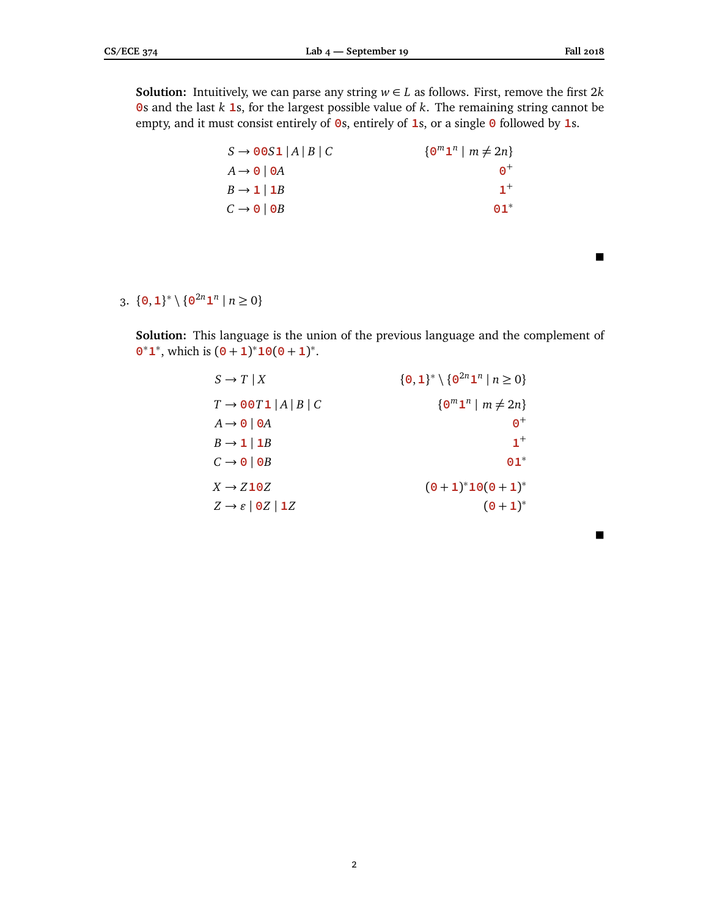**Solution:** Intuitively, we can parse any string $w \in L$ as follows. First, remove the first $2k$ $\mathtt{0}$s and the last $k$ $\mathtt{1}$s, for the largest possible value of $k$. The remaining string cannot be empty, and it must consist entirely of $\mathtt{0}$s, entirely of $\mathtt{1}$s, or a single $\mathtt{0}$ followed by $\mathtt{1}$s.

$$
\begin{array}{ll}
S \to \mathtt{00}S\mathtt{1} \mid A \mid B \mid C & \{\mathtt{0}^m\mathtt{1}^n \mid m \neq 2n\} \\
A \to \mathtt{0} \mid \mathtt{0}A & \mathtt{0}^+ \\
B \to \mathtt{1} \mid \mathtt{1}B & \mathtt{1}^+ \\
C \to \mathtt{0} \mid \mathtt{0}B & \mathtt{01}^*
\end{array}
$$

■

3. $\{\mathtt{0},\mathtt{1}\}^* \setminus \{\mathtt{0}^{2n}\mathtt{1}^n \mid n \geq 0\}$

**Solution:** This language is the union of the previous language and the complement of $\mathtt{0}^*\mathtt{1}^*$, which is $(\mathtt{0}+\mathtt{1})^*\mathtt{10}(\mathtt{0}+\mathtt{1})^*$.

$$
\begin{array}{ll}
S \to T \mid X & \{\mathtt{0},\mathtt{1}\}^* \setminus \{\mathtt{0}^{2n}\mathtt{1}^n \mid n \geq 0\} \\
T \to \mathtt{00}T\mathtt{1} \mid A \mid B \mid C & \{\mathtt{0}^m\mathtt{1}^n \mid m \neq 2n\} \\
A \to \mathtt{0} \mid \mathtt{0}A & \mathtt{0}^+ \\
B \to \mathtt{1} \mid \mathtt{1}B & \mathtt{1}^+ \\
C \to \mathtt{0} \mid \mathtt{0}B & \mathtt{01}^* \\
X \to Z\mathtt{10}Z & (\mathtt{0}+\mathtt{1})^*\mathtt{10}(\mathtt{0}+\mathtt{1})^* \\
Z \to \varepsilon \mid \mathtt{0}Z \mid \mathtt{1}Z & (\mathtt{0}+\mathtt{1})^*
\end{array}
$$

■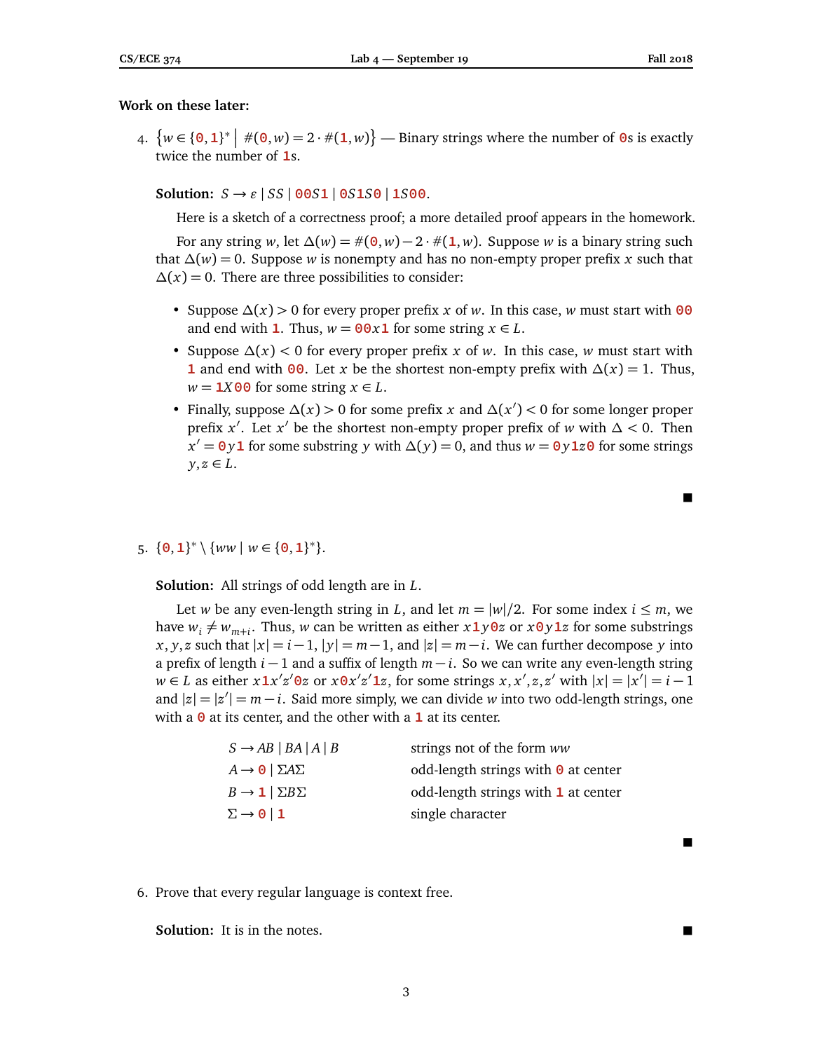**Work on these later:**

4. $\{w \in \{\texttt{0},\texttt{1}\}^* \mid \#(\texttt{0},w) = 2 \cdot \#(\texttt{1},w)\}$ — Binary strings where the number of 0s is exactly twice the number of 1s.

   **Solution:** $S \to \varepsilon \mid SS \mid \texttt{00}S\texttt{1} \mid \texttt{0}S\texttt{1}S\texttt{0} \mid \texttt{1}S\texttt{00}$.

   Here is a sketch of a correctness proof; a more detailed proof appears in the homework.

   For any string $w$, let $\Delta(w) = \#(\texttt{0},w) - 2 \cdot \#(\texttt{1},w)$. Suppose $w$ is a binary string such that $\Delta(w) = 0$. Suppose $w$ is nonempty and has no non-empty proper prefix $x$ such that $\Delta(x) = 0$. There are three possibilities to consider:

   - Suppose $\Delta(x) > 0$ for every proper prefix $x$ of $w$. In this case, $w$ must start with 00 and end with 1. Thus, $w = \texttt{00}x\texttt{1}$ for some string $x \in L$.
   - Suppose $\Delta(x) < 0$ for every proper prefix $x$ of $w$. In this case, $w$ must start with 1 and end with 00. Let $x$ be the shortest non-empty prefix with $\Delta(x) = 1$. Thus, $w = \texttt{1}X\texttt{00}$ for some string $x \in L$.
   - Finally, suppose $\Delta(x) > 0$ for some prefix $x$ and $\Delta(x') < 0$ for some longer proper prefix $x'$. Let $x'$ be the shortest non-empty proper prefix of $w$ with $\Delta < 0$. Then $x' = \texttt{0}y\texttt{1}$ for some substring $y$ with $\Delta(y) = 0$, and thus $w = \texttt{0}y\texttt{1}z\texttt{0}$ for some strings $y, z \in L$.

   ■

5. $\{\texttt{0},\texttt{1}\}^* \setminus \{ww \mid w \in \{\texttt{0},\texttt{1}\}^*\}$.

   **Solution:** All strings of odd length are in $L$.

   Let $w$ be any even-length string in $L$, and let $m = |w|/2$. For some index $i \le m$, we have $w_i \ne w_{m+i}$. Thus, $w$ can be written as either $x\texttt{1}y\texttt{0}z$ or $x\texttt{0}y\texttt{1}z$ for some substrings $x, y, z$ such that $|x| = i-1$, $|y| = m-1$, and $|z| = m-i$. We can further decompose $y$ into a prefix of length $i-1$ and a suffix of length $m-i$. So we can write any even-length string $w \in L$ as either $x\texttt{1}x'z'\texttt{0}z$ or $x\texttt{0}x'z'\texttt{1}z$, for some strings $x, x', z, z'$ with $|x| = |x'| = i-1$ and $|z| = |z'| = m-i$. Said more simply, we can divide $w$ into two odd-length strings, one with a 0 at its center, and the other with a 1 at its center.

   | | |
   |---|---|
   | $S \to AB \mid BA \mid A \mid B$ | strings not of the form $ww$ |
   | $A \to \texttt{0} \mid \Sigma A \Sigma$ | odd-length strings with 0 at center |
   | $B \to \texttt{1} \mid \Sigma B \Sigma$ | odd-length strings with 1 at center |
   | $\Sigma \to \texttt{0} \mid \texttt{1}$ | single character |

   ■

6. Prove that every regular language is context free.

   **Solution:** It is in the notes. ■